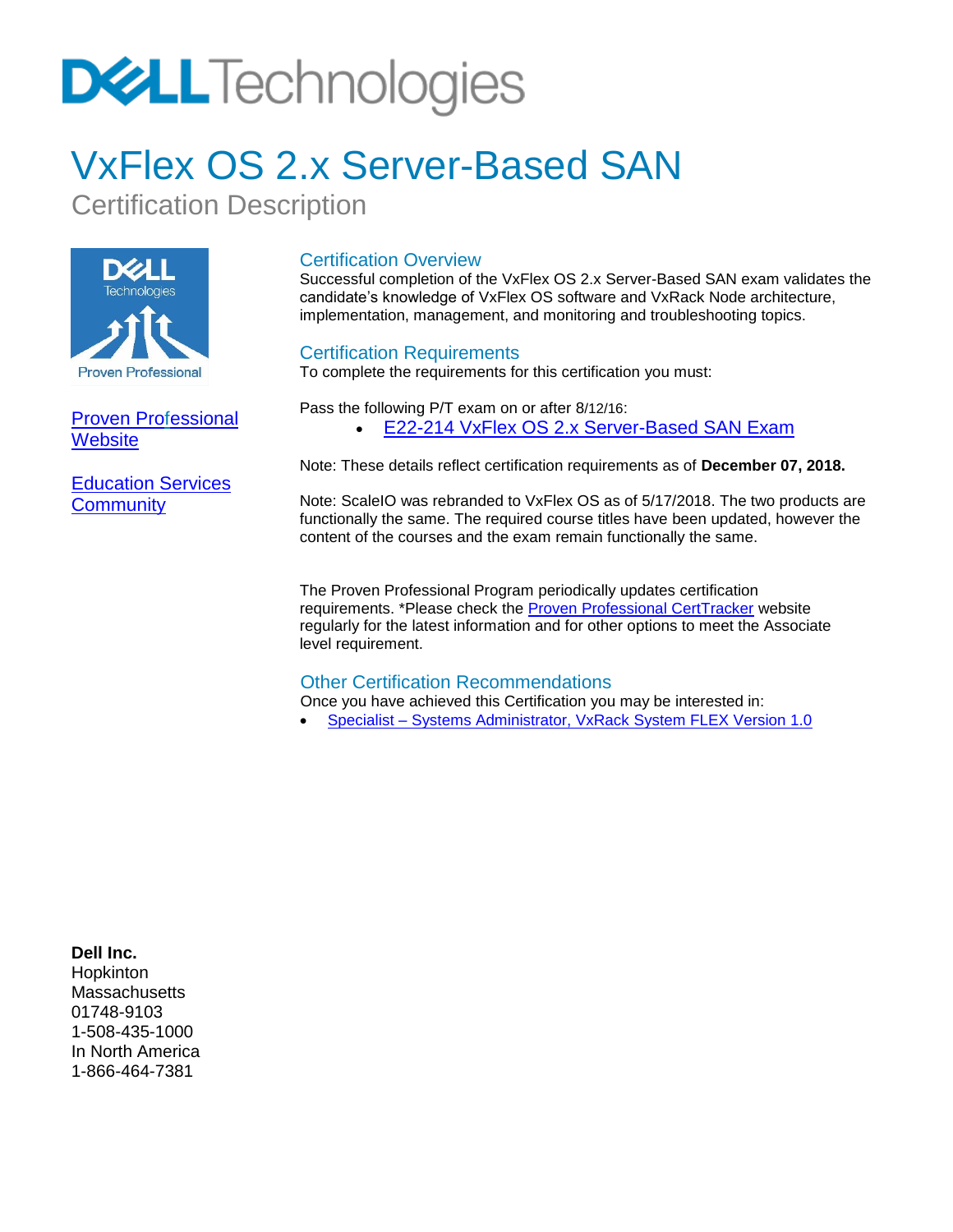# VxFlex OS 2.x Server-Based SAN

Certification Description

Proven Professional Website

Education Services Community

## Certification Overview

Successful completion of the VxFlex OS 2.x Server-Based SAN exam validates the candidate's knowledge of VxFlex OS software and VxRack Node architecture, implementation, management, and monitoring and troubleshooting topics.

## Certification Requirements

To complete the requirements for this certification you must:

Pass the following P/T exam on or after 8/12/16:

- E22-214 VxFlex OS 2.x Server-Based SAN Exam

Note: These details reflect certification requirements as of **December 07, 2018.**

Note: ScaleIO was rebranded to VxFlex OS as of 5/17/2018. The two products are functionally the same. The required course titles have been updated, however the content of the courses and the exam remain functionally the same.

The Proven Professional Program periodically updates certification requirements. *Please check the Proven Professional CertTracker website regularly for the latest information and for other options to meet the Associate level requirement.

## Other Certification Recommendations

Once you have achieved this Certification you may be interested in:

- Specialist – Systems Administrator, VxRack System FLEX Version 1.0

**Dell Inc.**
Hopkinton
Massachusetts
01748-9103
1-508-435-1000
In North America
1-866-464-7381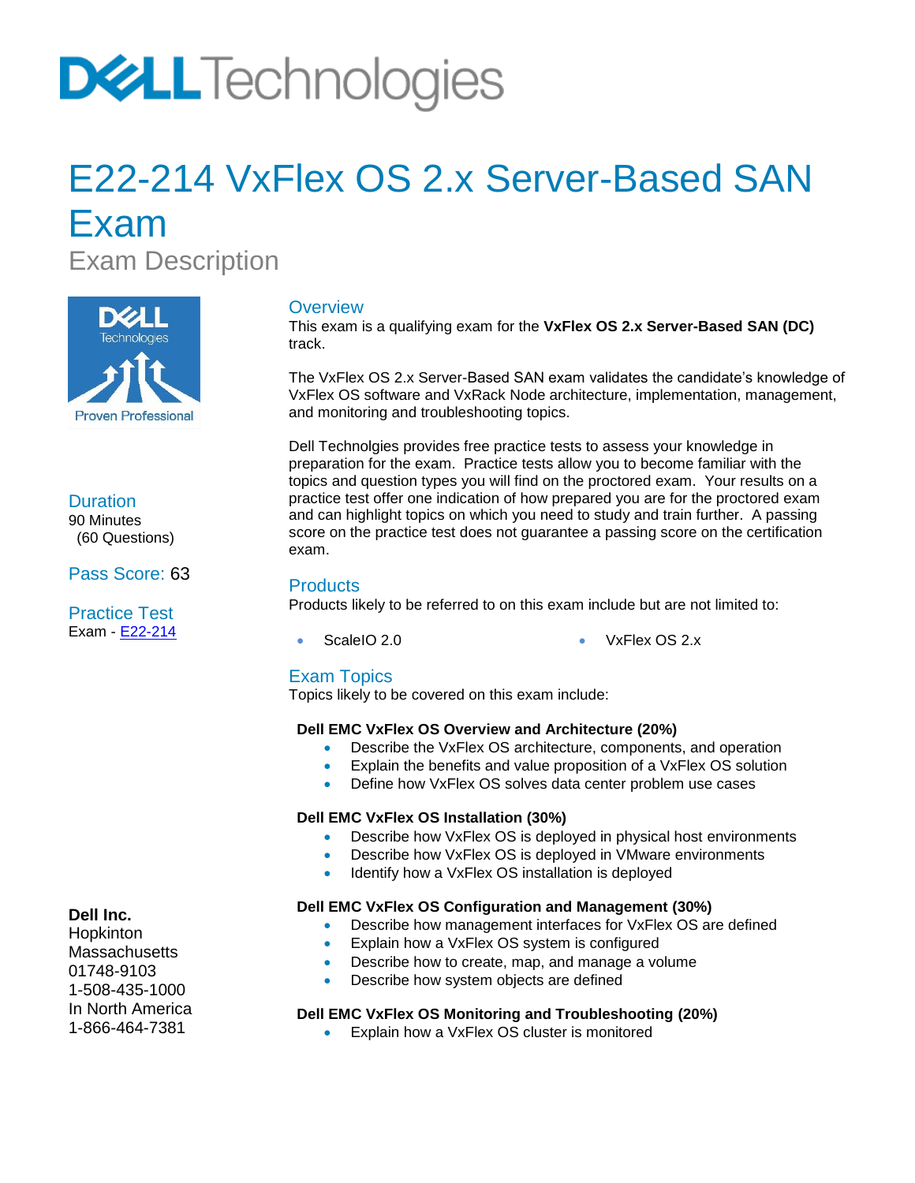# E22-214 VxFlex OS 2.x Server-Based SAN Exam

Exam Description

## Overview

This exam is a qualifying exam for the **VxFlex OS 2.x Server-Based SAN (DC)** track.

The VxFlex OS 2.x Server-Based SAN exam validates the candidate's knowledge of VxFlex OS software and VxRack Node architecture, implementation, management, and monitoring and troubleshooting topics.

Dell Technolgies provides free practice tests to assess your knowledge in preparation for the exam. Practice tests allow you to become familiar with the topics and question types you will find on the proctored exam. Your results on a practice test offer one indication of how prepared you are for the proctored exam and can highlight topics on which you need to study and train further. A passing score on the practice test does not guarantee a passing score on the certification exam.

## Duration

90 Minutes
(60 Questions)

## Pass Score: 63

## Practice Test

Exam - E22-214

## Products

Products likely to be referred to on this exam include but are not limited to:

- ScaleIO 2.0
- VxFlex OS 2.x

## Exam Topics

Topics likely to be covered on this exam include:

**Dell EMC VxFlex OS Overview and Architecture (20%)**

- Describe the VxFlex OS architecture, components, and operation
- Explain the benefits and value proposition of a VxFlex OS solution
- Define how VxFlex OS solves data center problem use cases

**Dell EMC VxFlex OS Installation (30%)**

- Describe how VxFlex OS is deployed in physical host environments
- Describe how VxFlex OS is deployed in VMware environments
- Identify how a VxFlex OS installation is deployed

**Dell EMC VxFlex OS Configuration and Management (30%)**

- Describe how management interfaces for VxFlex OS are defined
- Explain how a VxFlex OS system is configured
- Describe how to create, map, and manage a volume
- Describe how system objects are defined

**Dell EMC VxFlex OS Monitoring and Troubleshooting (20%)**

- Explain how a VxFlex OS cluster is monitored

**Dell Inc.**
Hopkinton
Massachusetts
01748-9103
1-508-435-1000
In North America
1-866-464-7381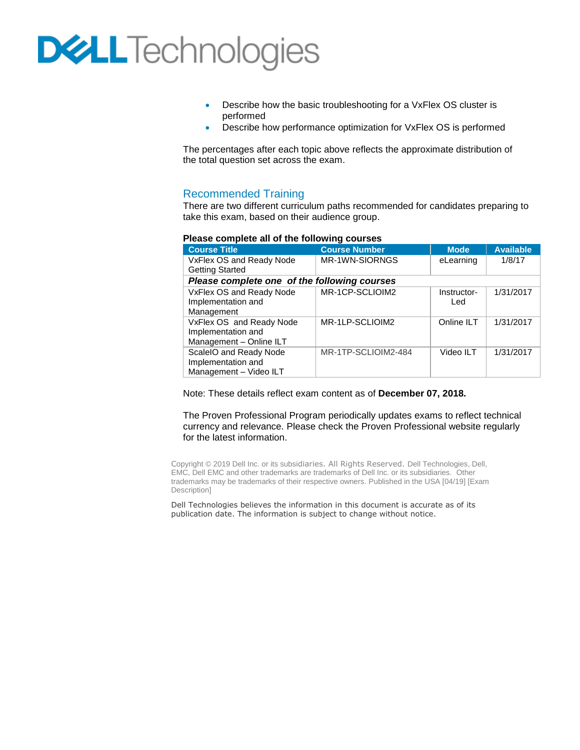- Describe how the basic troubleshooting for a VxFlex OS cluster is performed
- Describe how performance optimization for VxFlex OS is performed

The percentages after each topic above reflects the approximate distribution of the total question set across the exam.

## Recommended Training

There are two different curriculum paths recommended for candidates preparing to take this exam, based on their audience group.

**Please complete all of the following courses**

| Course Title | Course Number | Mode | Available |
|---|---|---|---|
| VxFlex OS and Ready Node Getting Started | MR-1WN-SIORNGS | eLearning | 1/8/17 |
| ***Please complete one of the following courses*** | | | |
| VxFlex OS and Ready Node Implementation and Management | MR-1CP-SCLIOIM2 | Instructor-Led | 1/31/2017 |
| VxFlex OS and Ready Node Implementation and Management – Online ILT | MR-1LP-SCLIOIM2 | Online ILT | 1/31/2017 |
| ScaleIO and Ready Node Implementation and Management – Video ILT | MR-1TP-SCLIOIM2-484 | Video ILT | 1/31/2017 |

Note: These details reflect exam content as of **December 07, 2018.**

The Proven Professional Program periodically updates exams to reflect technical currency and relevance. Please check the Proven Professional website regularly for the latest information.

Copyright © 2019 Dell Inc. or its subsidiaries. All Rights Reserved. Dell Technologies, Dell, EMC, Dell EMC and other trademarks are trademarks of Dell Inc. or its subsidiaries. Other trademarks may be trademarks of their respective owners. Published in the USA [04/19] [Exam Description]

Dell Technologies believes the information in this document is accurate as of its publication date. The information is subject to change without notice.